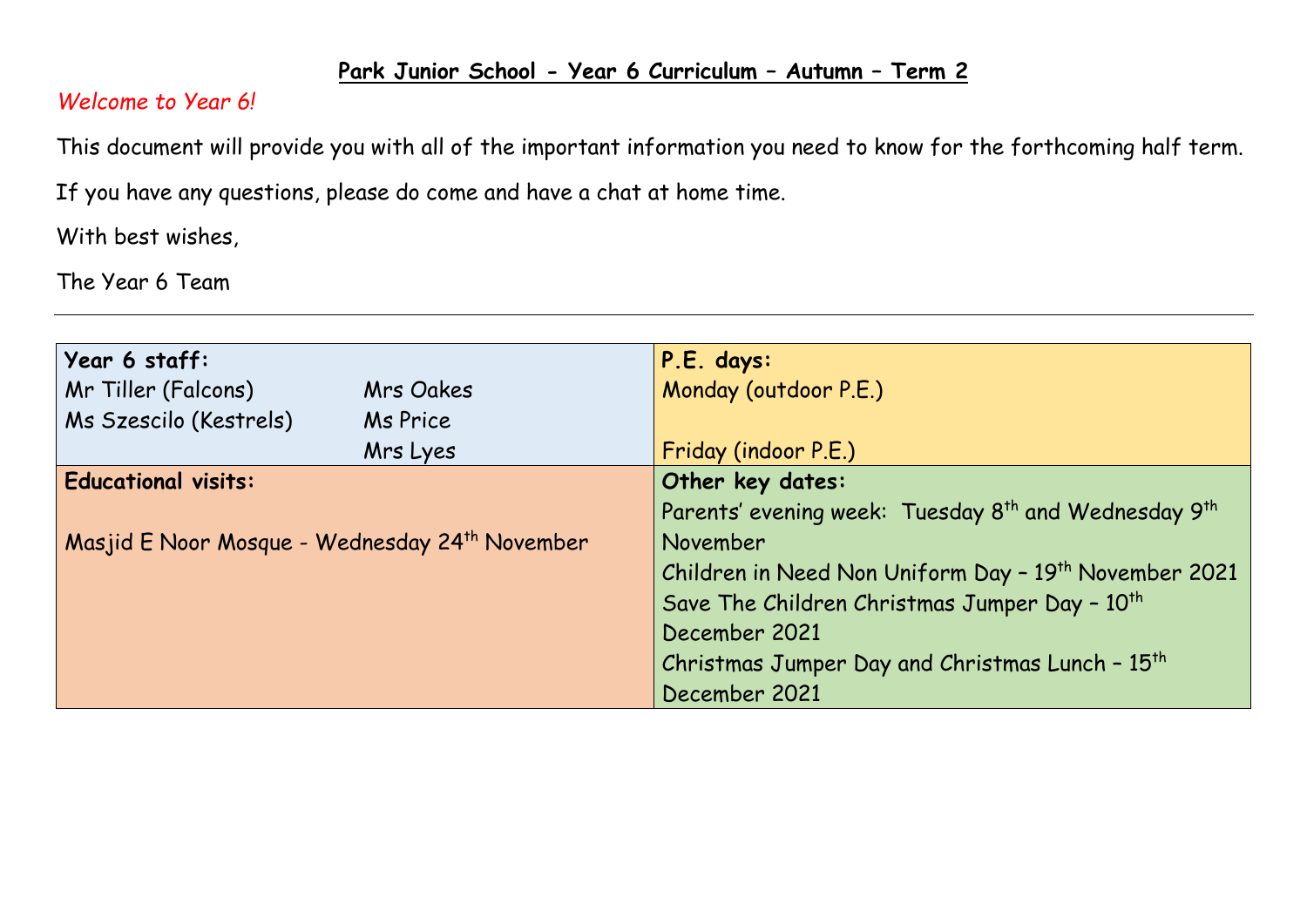**Park Junior School - Year 6 Curriculum – Autumn – Term 2**

*Welcome to Year 6!*

This document will provide you with all of the important information you need to know for the forthcoming half term.

If you have any questions, please do come and have a chat at home time.

With best wishes,

The Year 6 Team

---

| **Year 6 staff:** | | **P.E. days:** |
|---|---|---|
| Mr Tiller (Falcons) | Mrs Oakes | Monday (outdoor P.E.) |
| Ms Szescilo (Kestrels) | Ms Price | |
| | Mrs Lyes | Friday (indoor P.E.) |
| **Educational visits:** | | **Other key dates:** |
| Masjid E Noor Mosque - Wednesday 24th November | | Parents' evening week: Tuesday 8th and Wednesday 9th November |
| | | Children in Need Non Uniform Day – 19th November 2021 |
| | | Save The Children Christmas Jumper Day – 10th December 2021 |
| | | Christmas Jumper Day and Christmas Lunch – 15th December 2021 |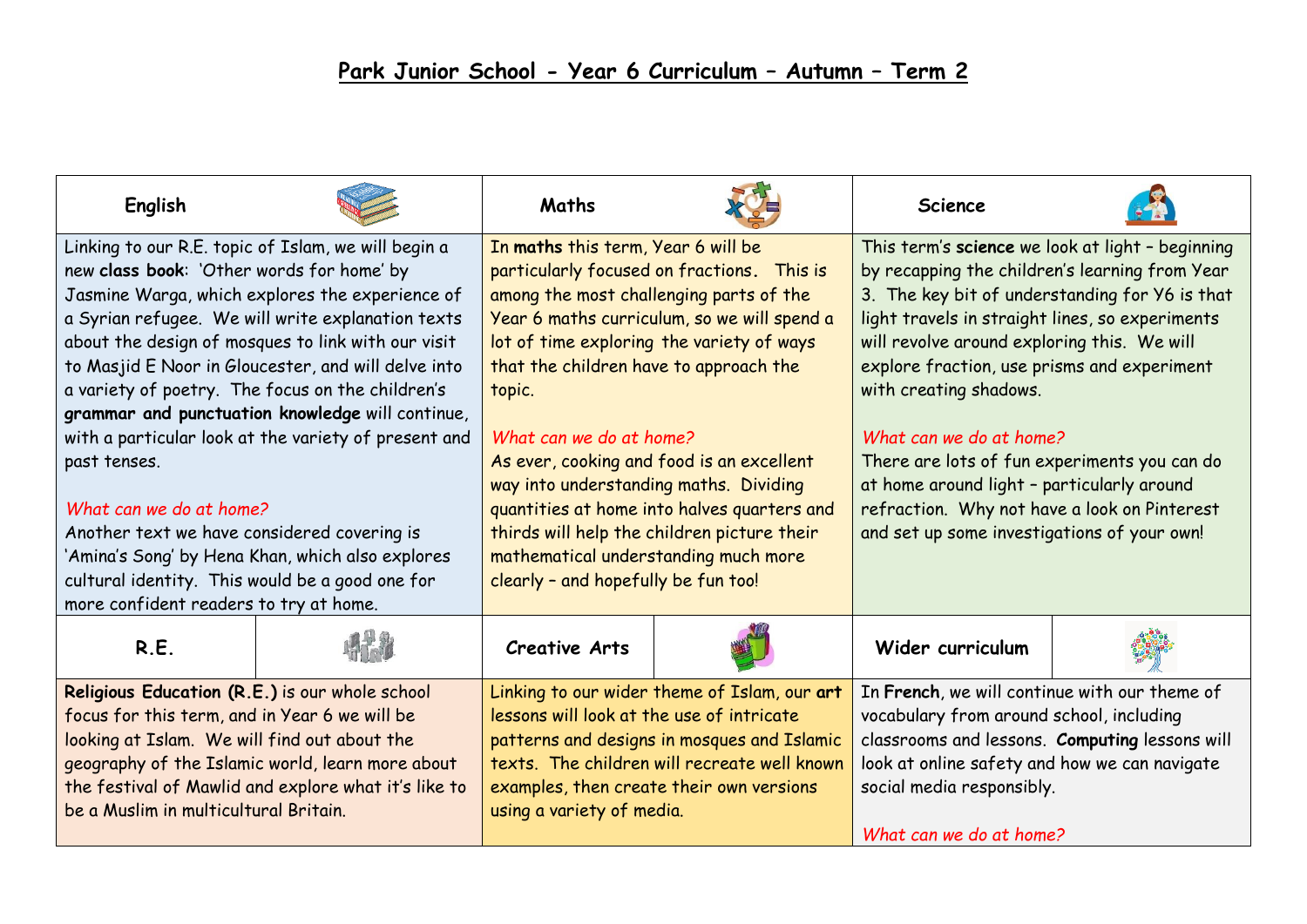# Park Junior School - Year 6 Curriculum – Autumn – Term 2

## English

Linking to our R.E. topic of Islam, we will begin a new **class book**: 'Other words for home' by Jasmine Warga, which explores the experience of a Syrian refugee. We will write explanation texts about the design of mosques to link with our visit to Masjid E Noor in Gloucester, and will delve into a variety of poetry. The focus on the children's **grammar and punctuation knowledge** will continue, with a particular look at the variety of present and past tenses.

*What can we do at home?*

Another text we have considered covering is 'Amina's Song' by Hena Khan, which also explores cultural identity. This would be a good one for more confident readers to try at home.

## Maths

In **maths** this term, Year 6 will be particularly focused on fractions. This is among the most challenging parts of the Year 6 maths curriculum, so we will spend a lot of time exploring the variety of ways that the children have to approach the topic.

*What can we do at home?*

As ever, cooking and food is an excellent way into understanding maths. Dividing quantities at home into halves quarters and thirds will help the children picture their mathematical understanding much more clearly – and hopefully be fun too!

## Science

This term's **science** we look at light – beginning by recapping the children's learning from Year 3. The key bit of understanding for Y6 is that light travels in straight lines, so experiments will revolve around exploring this. We will explore fraction, use prisms and experiment with creating shadows.

*What can we do at home?*

There are lots of fun experiments you can do at home around light – particularly around refraction. Why not have a look on Pinterest and set up some investigations of your own!

## R.E.

**Religious Education (R.E.)** is our whole school focus for this term, and in Year 6 we will be looking at Islam. We will find out about the geography of the Islamic world, learn more about the festival of Mawlid and explore what it's like to be a Muslim in multicultural Britain.

## Creative Arts

Linking to our wider theme of Islam, our **art** lessons will look at the use of intricate patterns and designs in mosques and Islamic texts. The children will recreate well known examples, then create their own versions using a variety of media.

## Wider curriculum

In **French**, we will continue with our theme of vocabulary from around school, including classrooms and lessons. **Computing** lessons will look at online safety and how we can navigate social media responsibly.

*What can we do at home?*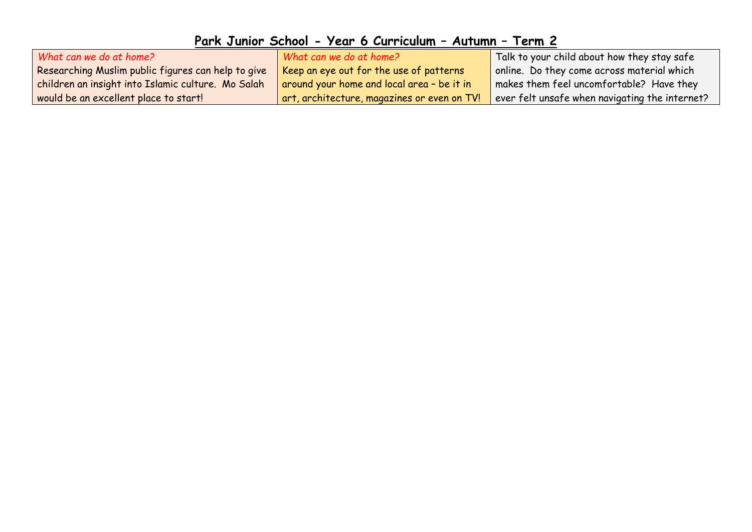## Park Junior School - Year 6 Curriculum – Autumn – Term 2

| | | |
|---|---|---|
| *What can we do at home?* Researching Muslim public figures can help to give children an insight into Islamic culture. Mo Salah would be an excellent place to start! | *What can we do at home?* Keep an eye out for the use of patterns around your home and local area – be it in art, architecture, magazines or even on TV! | Talk to your child about how they stay safe online. Do they come across material which makes them feel uncomfortable? Have they ever felt unsafe when navigating the internet? |